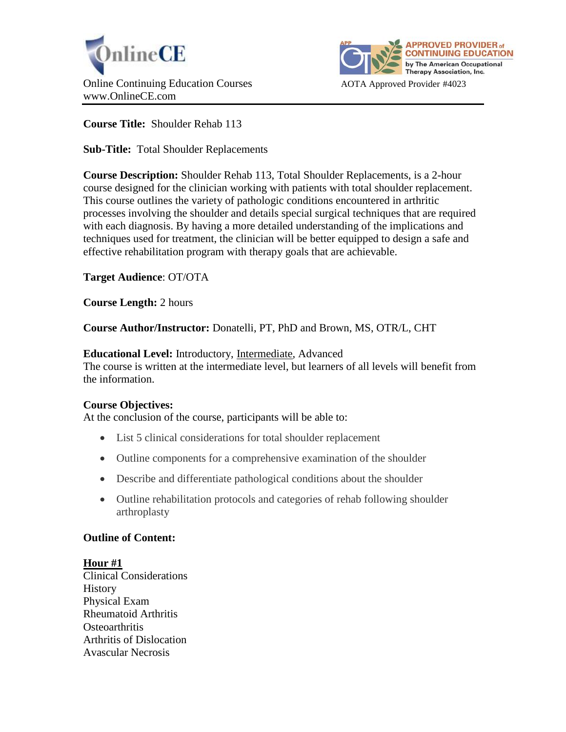OnlineCE

Online Continuing Education Courses
www.OnlineCE.com

APPROVED PROVIDER of CONTINUING EDUCATION by The American Occupational Therapy Association, Inc.

AOTA Approved Provider #4023

---

**Course Title:** Shoulder Rehab 113

**Sub-Title:** Total Shoulder Replacements

**Course Description:** Shoulder Rehab 113, Total Shoulder Replacements, is a 2-hour course designed for the clinician working with patients with total shoulder replacement. This course outlines the variety of pathologic conditions encountered in arthritic processes involving the shoulder and details special surgical techniques that are required with each diagnosis. By having a more detailed understanding of the implications and techniques used for treatment, the clinician will be better equipped to design a safe and effective rehabilitation program with therapy goals that are achievable.

**Target Audience**: OT/OTA

**Course Length:** 2 hours

**Course Author/Instructor:** Donatelli, PT, PhD and Brown, MS, OTR/L, CHT

**Educational Level:** Introductory, <u>Intermediate</u>, Advanced
The course is written at the intermediate level, but learners of all levels will benefit from the information.

**Course Objectives:**
At the conclusion of the course, participants will be able to:

- List 5 clinical considerations for total shoulder replacement
- Outline components for a comprehensive examination of the shoulder
- Describe and differentiate pathological conditions about the shoulder
- Outline rehabilitation protocols and categories of rehab following shoulder arthroplasty

**Outline of Content:**

**<u>Hour #1</u>**
Clinical Considerations
History
Physical Exam
Rheumatoid Arthritis
Osteoarthritis
Arthritis of Dislocation
Avascular Necrosis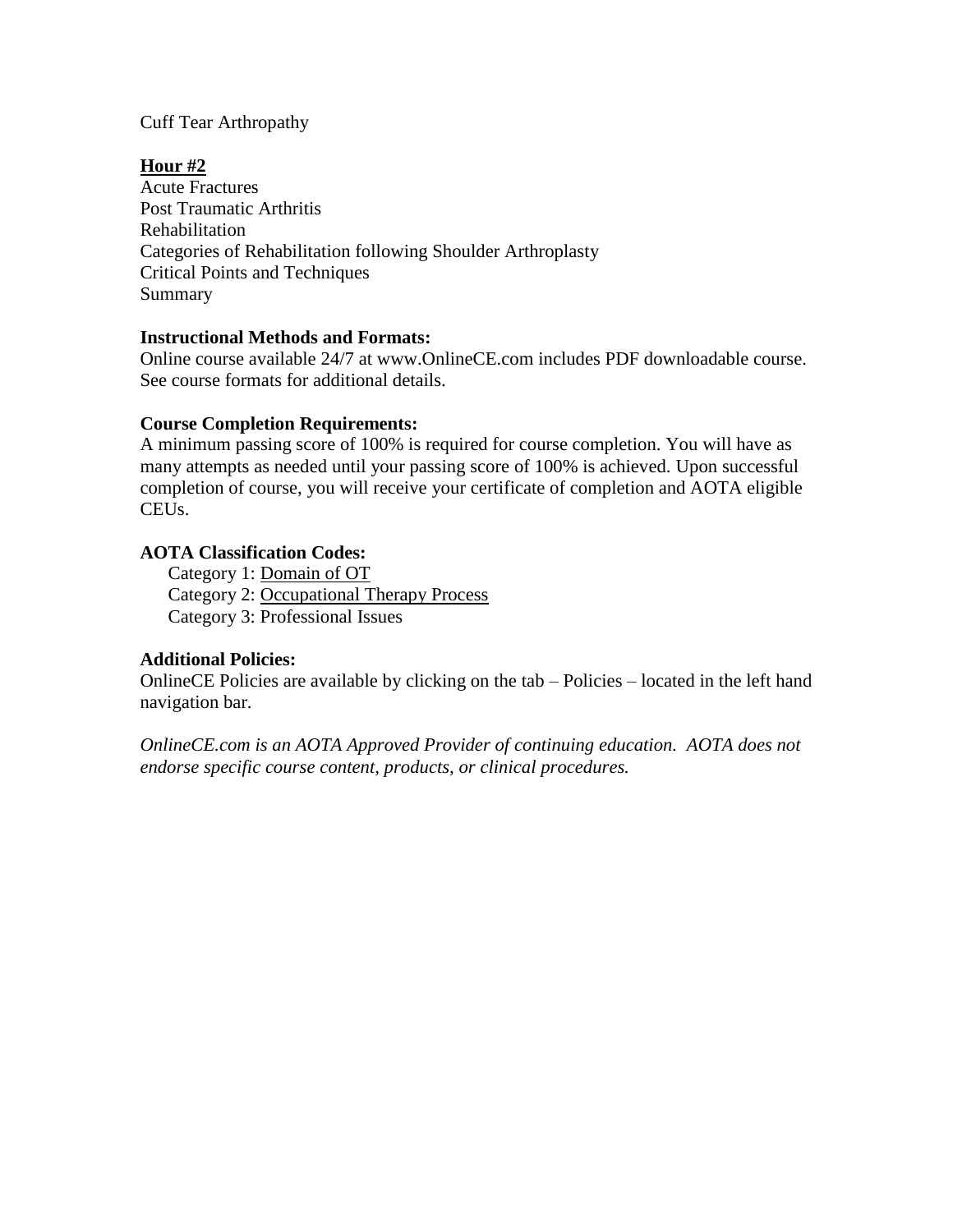Cuff Tear Arthropathy

**Hour #2**

Acute Fractures
Post Traumatic Arthritis
Rehabilitation
Categories of Rehabilitation following Shoulder Arthroplasty
Critical Points and Techniques
Summary

**Instructional Methods and Formats:**
Online course available 24/7 at www.OnlineCE.com includes PDF downloadable course. See course formats for additional details.

**Course Completion Requirements:**
A minimum passing score of 100% is required for course completion. You will have as many attempts as needed until your passing score of 100% is achieved. Upon successful completion of course, you will receive your certificate of completion and AOTA eligible CEUs.

**AOTA Classification Codes:**

Category 1: Domain of OT
Category 2: Occupational Therapy Process
Category 3: Professional Issues

**Additional Policies:**
OnlineCE Policies are available by clicking on the tab – Policies – located in the left hand navigation bar.

*OnlineCE.com is an AOTA Approved Provider of continuing education. AOTA does not endorse specific course content, products, or clinical procedures.*